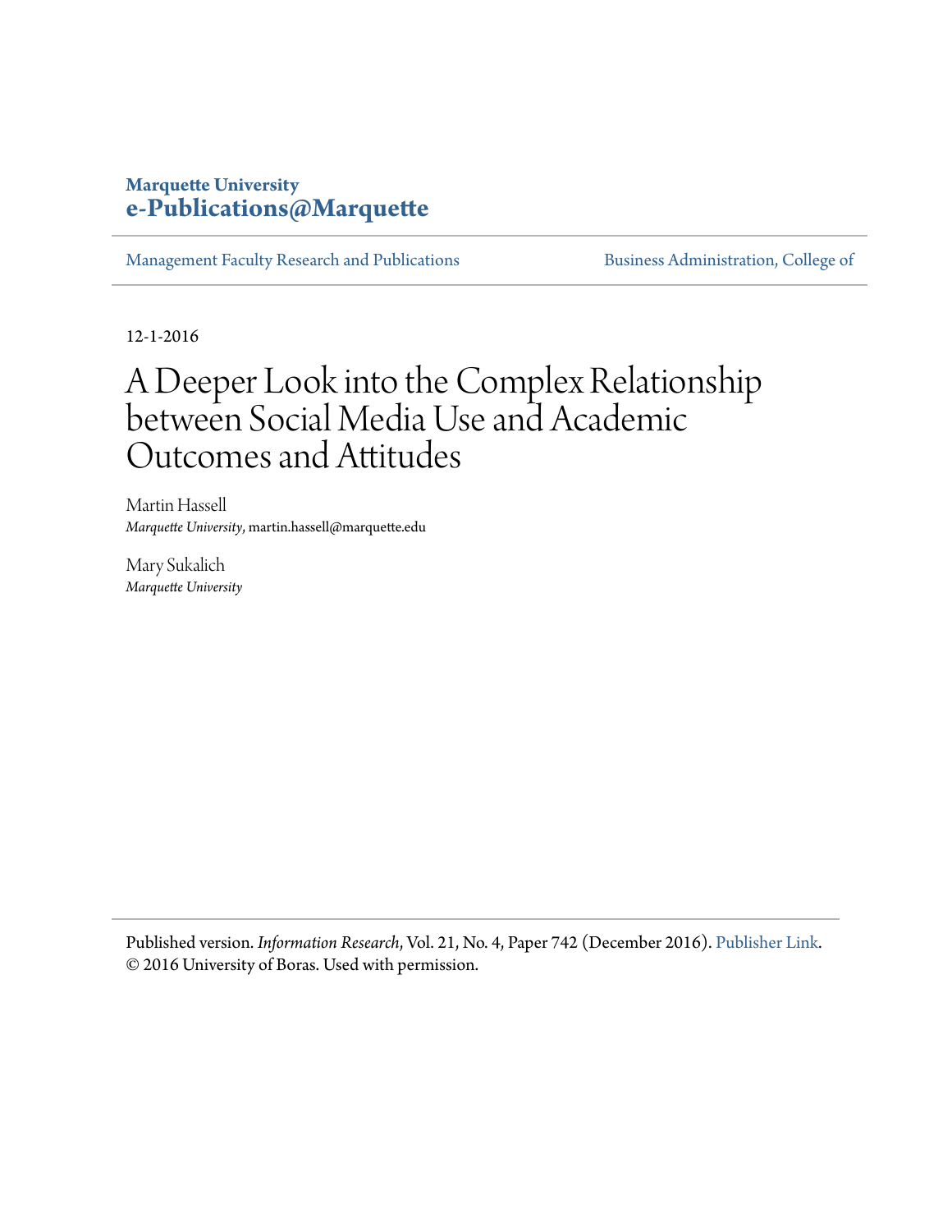**Marquette University**
**e-Publications@Marquette**

Management Faculty Research and Publications | Business Administration, College of

12-1-2016

# A Deeper Look into the Complex Relationship between Social Media Use and Academic Outcomes and Attitudes

Martin Hassell
*Marquette University*, martin.hassell@marquette.edu

Mary Sukalich
*Marquette University*

Published version. *Information Research*, Vol. 21, No. 4, Paper 742 (December 2016). Publisher Link.
© 2016 University of Boras. Used with permission.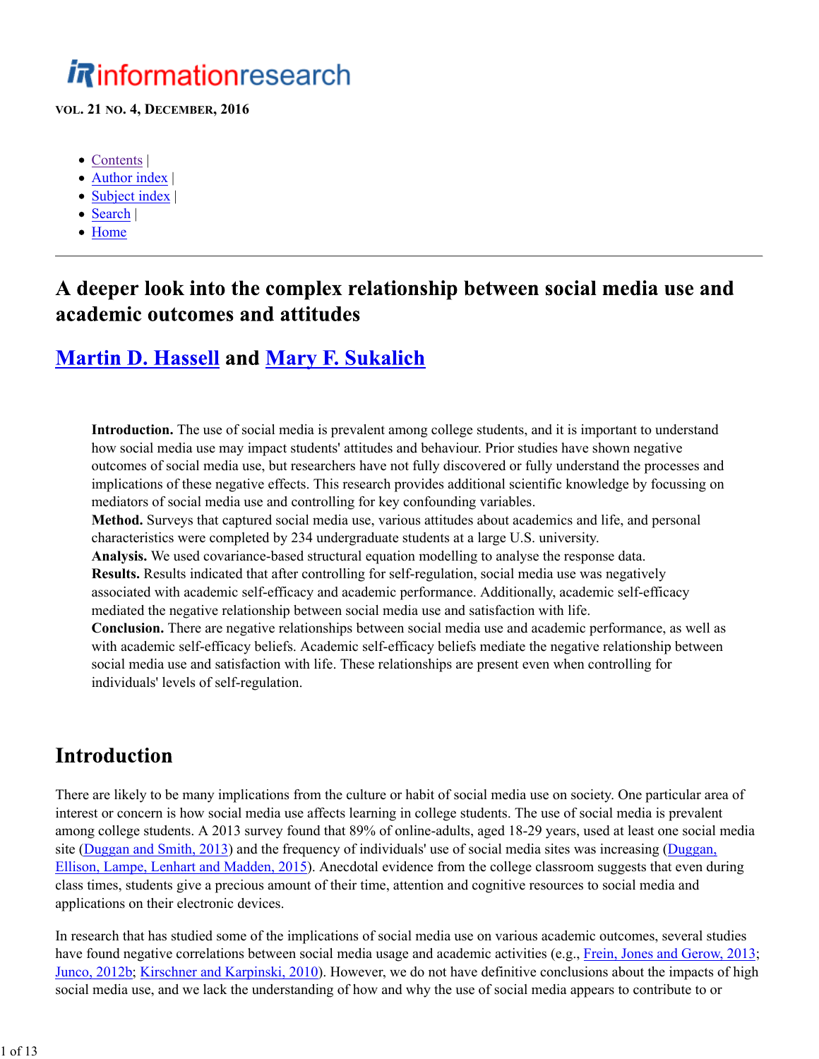# informationresearch

**VOL. 21 NO. 4, DECEMBER, 2016**

- [Contents](#) |
- [Author index](#) |
- [Subject index](#) |
- [Search](#) |
- [Home](#)

---

## A deeper look into the complex relationship between social media use and academic outcomes and attitudes

### [Martin D. Hassell](#) and [Mary F. Sukalich](#)

> **Introduction.** The use of social media is prevalent among college students, and it is important to understand how social media use may impact students' attitudes and behaviour. Prior studies have shown negative outcomes of social media use, but researchers have not fully discovered or fully understand the processes and implications of these negative effects. This research provides additional scientific knowledge by focussing on mediators of social media use and controlling for key confounding variables.
> **Method.** Surveys that captured social media use, various attitudes about academics and life, and personal characteristics were completed by 234 undergraduate students at a large U.S. university.
> **Analysis.** We used covariance-based structural equation modelling to analyse the response data.
> **Results.** Results indicated that after controlling for self-regulation, social media use was negatively associated with academic self-efficacy and academic performance. Additionally, academic self-efficacy mediated the negative relationship between social media use and satisfaction with life.
> **Conclusion.** There are negative relationships between social media use and academic performance, as well as with academic self-efficacy beliefs. Academic self-efficacy beliefs mediate the negative relationship between social media use and satisfaction with life. These relationships are present even when controlling for individuals' levels of self-regulation.

## Introduction

There are likely to be many implications from the culture or habit of social media use on society. One particular area of interest or concern is how social media use affects learning in college students. The use of social media is prevalent among college students. A 2013 survey found that 89% of online-adults, aged 18-29 years, used at least one social media site ([Duggan and Smith, 2013](#)) and the frequency of individuals' use of social media sites was increasing ([Duggan, Ellison, Lampe, Lenhart and Madden, 2015](#)). Anecdotal evidence from the college classroom suggests that even during class times, students give a precious amount of their time, attention and cognitive resources to social media and applications on their electronic devices.

In research that has studied some of the implications of social media use on various academic outcomes, several studies have found negative correlations between social media usage and academic activities (e.g., [Frein, Jones and Gerow, 2013](#); [Junco, 2012b](#); [Kirschner and Karpinski, 2010](#)). However, we do not have definitive conclusions about the impacts of high social media use, and we lack the understanding of how and why the use of social media appears to contribute to or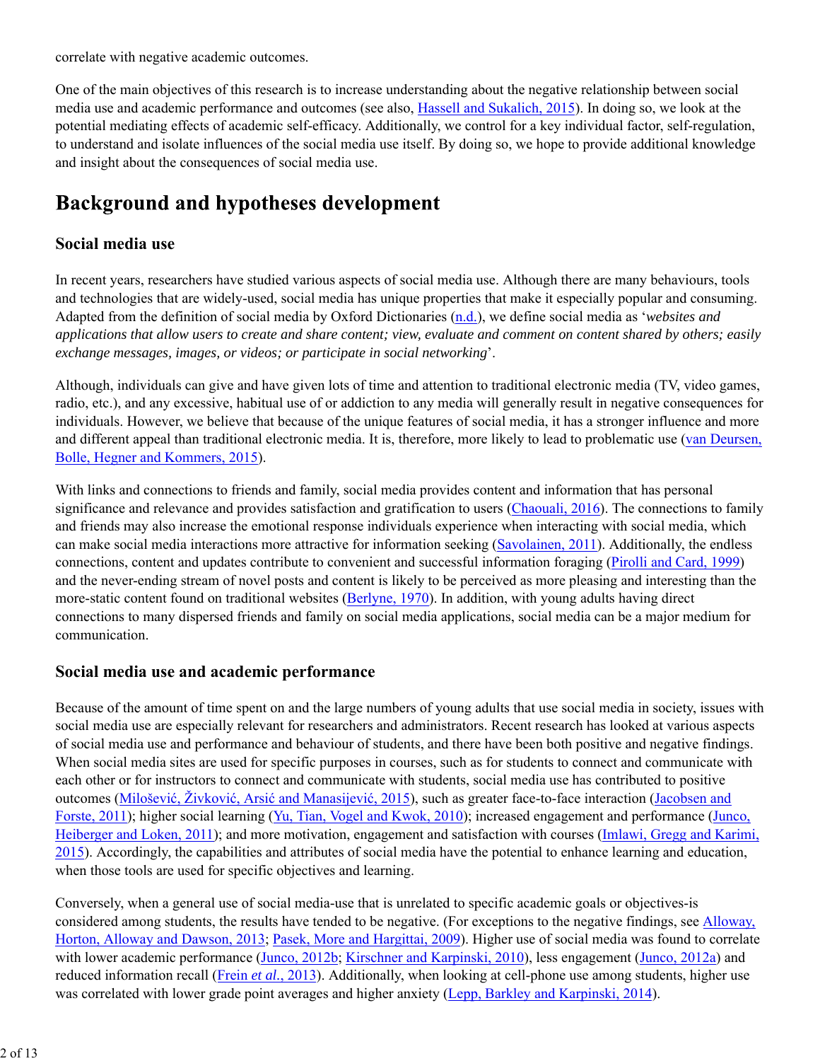correlate with negative academic outcomes.

One of the main objectives of this research is to increase understanding about the negative relationship between social media use and academic performance and outcomes (see also, Hassell and Sukalich, 2015). In doing so, we look at the potential mediating effects of academic self-efficacy. Additionally, we control for a key individual factor, self-regulation, to understand and isolate influences of the social media use itself. By doing so, we hope to provide additional knowledge and insight about the consequences of social media use.

# Background and hypotheses development

## Social media use

In recent years, researchers have studied various aspects of social media use. Although there are many behaviours, tools and technologies that are widely-used, social media has unique properties that make it especially popular and consuming. Adapted from the definition of social media by Oxford Dictionaries (n.d.), we define social media as '*websites and applications that allow users to create and share content; view, evaluate and comment on content shared by others; easily exchange messages, images, or videos; or participate in social networking*'.

Although, individuals can give and have given lots of time and attention to traditional electronic media (TV, video games, radio, etc.), and any excessive, habitual use of or addiction to any media will generally result in negative consequences for individuals. However, we believe that because of the unique features of social media, it has a stronger influence and more and different appeal than traditional electronic media. It is, therefore, more likely to lead to problematic use (van Deursen, Bolle, Hegner and Kommers, 2015).

With links and connections to friends and family, social media provides content and information that has personal significance and relevance and provides satisfaction and gratification to users (Chaouali, 2016). The connections to family and friends may also increase the emotional response individuals experience when interacting with social media, which can make social media interactions more attractive for information seeking (Savolainen, 2011). Additionally, the endless connections, content and updates contribute to convenient and successful information foraging (Pirolli and Card, 1999) and the never-ending stream of novel posts and content is likely to be perceived as more pleasing and interesting than the more-static content found on traditional websites (Berlyne, 1970). In addition, with young adults having direct connections to many dispersed friends and family on social media applications, social media can be a major medium for communication.

## Social media use and academic performance

Because of the amount of time spent on and the large numbers of young adults that use social media in society, issues with social media use are especially relevant for researchers and administrators. Recent research has looked at various aspects of social media use and performance and behaviour of students, and there have been both positive and negative findings. When social media sites are used for specific purposes in courses, such as for students to connect and communicate with each other or for instructors to connect and communicate with students, social media use has contributed to positive outcomes (Milošević, Živković, Arsić and Manasijević, 2015), such as greater face-to-face interaction (Jacobsen and Forste, 2011); higher social learning (Yu, Tian, Vogel and Kwok, 2010); increased engagement and performance (Junco, Heiberger and Loken, 2011); and more motivation, engagement and satisfaction with courses (Imlawi, Gregg and Karimi, 2015). Accordingly, the capabilities and attributes of social media have the potential to enhance learning and education, when those tools are used for specific objectives and learning.

Conversely, when a general use of social media-use that is unrelated to specific academic goals or objectives-is considered among students, the results have tended to be negative. (For exceptions to the negative findings, see Alloway, Horton, Alloway and Dawson, 2013; Pasek, More and Hargittai, 2009). Higher use of social media was found to correlate with lower academic performance (Junco, 2012b; Kirschner and Karpinski, 2010), less engagement (Junco, 2012a) and reduced information recall (Frein *et al.*, 2013). Additionally, when looking at cell-phone use among students, higher use was correlated with lower grade point averages and higher anxiety (Lepp, Barkley and Karpinski, 2014).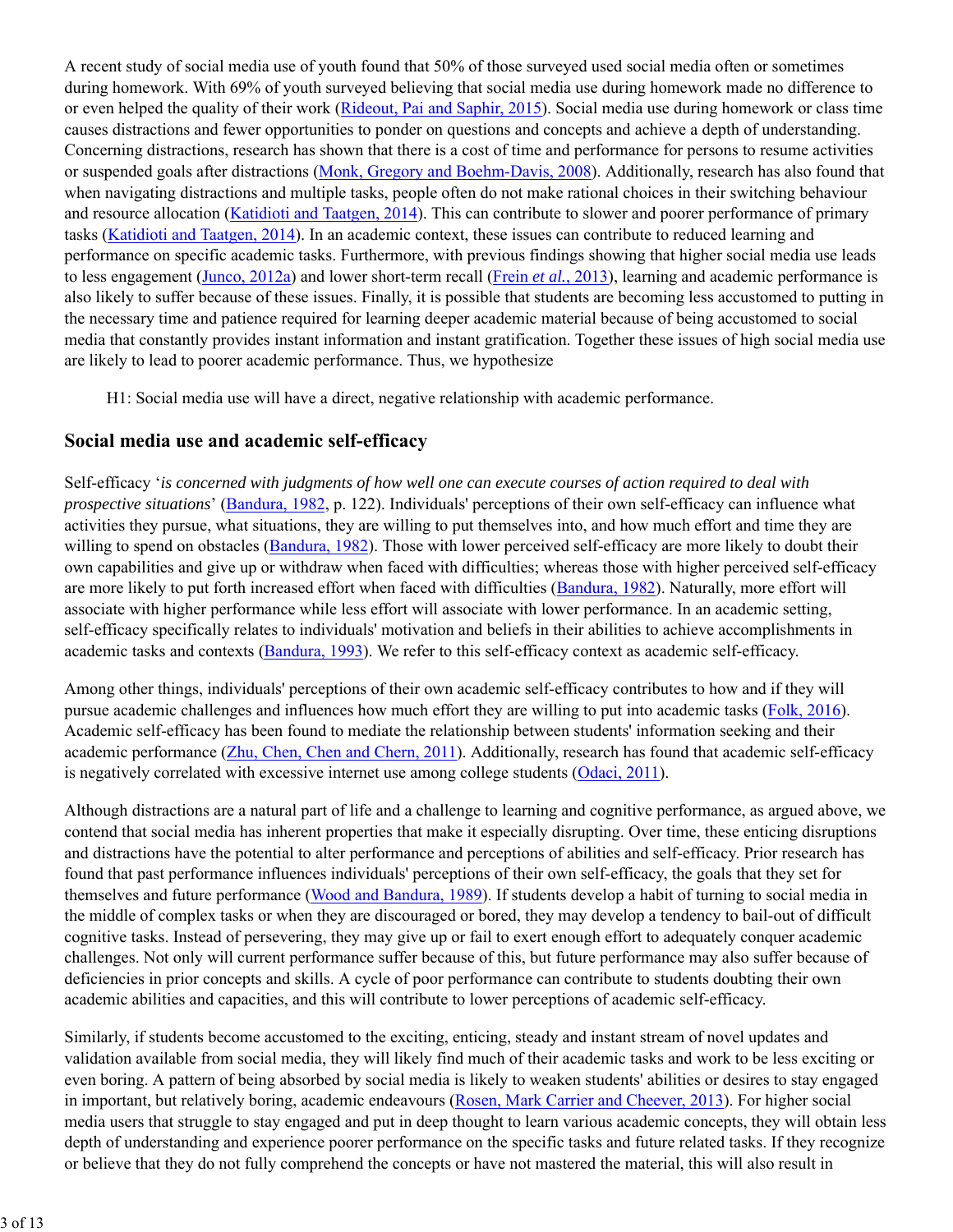A recent study of social media use of youth found that 50% of those surveyed used social media often or sometimes during homework. With 69% of youth surveyed believing that social media use during homework made no difference to or even helped the quality of their work (Rideout, Pai and Saphir, 2015). Social media use during homework or class time causes distractions and fewer opportunities to ponder on questions and concepts and achieve a depth of understanding. Concerning distractions, research has shown that there is a cost of time and performance for persons to resume activities or suspended goals after distractions (Monk, Gregory and Boehm-Davis, 2008). Additionally, research has also found that when navigating distractions and multiple tasks, people often do not make rational choices in their switching behaviour and resource allocation (Katidioti and Taatgen, 2014). This can contribute to slower and poorer performance of primary tasks (Katidioti and Taatgen, 2014). In an academic context, these issues can contribute to reduced learning and performance on specific academic tasks. Furthermore, with previous findings showing that higher social media use leads to less engagement (Junco, 2012a) and lower short-term recall (Frein *et al.*, 2013), learning and academic performance is also likely to suffer because of these issues. Finally, it is possible that students are becoming less accustomed to putting in the necessary time and patience required for learning deeper academic material because of being accustomed to social media that constantly provides instant information and instant gratification. Together these issues of high social media use are likely to lead to poorer academic performance. Thus, we hypothesize

H1: Social media use will have a direct, negative relationship with academic performance.

## Social media use and academic self-efficacy

Self-efficacy '*is concerned with judgments of how well one can execute courses of action required to deal with prospective situations*' (Bandura, 1982, p. 122). Individuals' perceptions of their own self-efficacy can influence what activities they pursue, what situations, they are willing to put themselves into, and how much effort and time they are willing to spend on obstacles (Bandura, 1982). Those with lower perceived self-efficacy are more likely to doubt their own capabilities and give up or withdraw when faced with difficulties; whereas those with higher perceived self-efficacy are more likely to put forth increased effort when faced with difficulties (Bandura, 1982). Naturally, more effort will associate with higher performance while less effort will associate with lower performance. In an academic setting, self-efficacy specifically relates to individuals' motivation and beliefs in their abilities to achieve accomplishments in academic tasks and contexts (Bandura, 1993). We refer to this self-efficacy context as academic self-efficacy.

Among other things, individuals' perceptions of their own academic self-efficacy contributes to how and if they will pursue academic challenges and influences how much effort they are willing to put into academic tasks (Folk, 2016). Academic self-efficacy has been found to mediate the relationship between students' information seeking and their academic performance (Zhu, Chen, Chen and Chern, 2011). Additionally, research has found that academic self-efficacy is negatively correlated with excessive internet use among college students (Odaci, 2011).

Although distractions are a natural part of life and a challenge to learning and cognitive performance, as argued above, we contend that social media has inherent properties that make it especially disrupting. Over time, these enticing disruptions and distractions have the potential to alter performance and perceptions of abilities and self-efficacy. Prior research has found that past performance influences individuals' perceptions of their own self-efficacy, the goals that they set for themselves and future performance (Wood and Bandura, 1989). If students develop a habit of turning to social media in the middle of complex tasks or when they are discouraged or bored, they may develop a tendency to bail-out of difficult cognitive tasks. Instead of persevering, they may give up or fail to exert enough effort to adequately conquer academic challenges. Not only will current performance suffer because of this, but future performance may also suffer because of deficiencies in prior concepts and skills. A cycle of poor performance can contribute to students doubting their own academic abilities and capacities, and this will contribute to lower perceptions of academic self-efficacy.

Similarly, if students become accustomed to the exciting, enticing, steady and instant stream of novel updates and validation available from social media, they will likely find much of their academic tasks and work to be less exciting or even boring. A pattern of being absorbed by social media is likely to weaken students' abilities or desires to stay engaged in important, but relatively boring, academic endeavours (Rosen, Mark Carrier and Cheever, 2013). For higher social media users that struggle to stay engaged and put in deep thought to learn various academic concepts, they will obtain less depth of understanding and experience poorer performance on the specific tasks and future related tasks. If they recognize or believe that they do not fully comprehend the concepts or have not mastered the material, this will also result in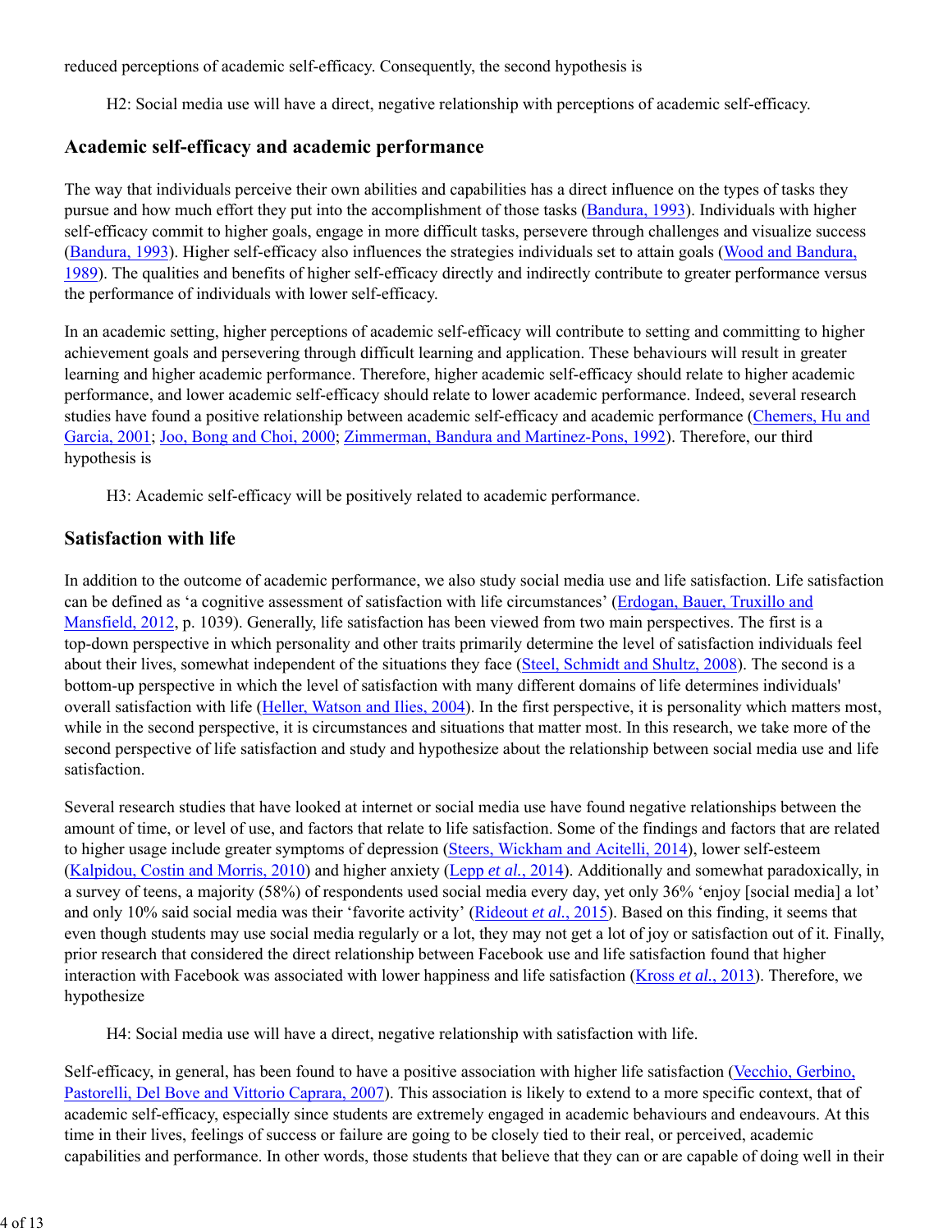reduced perceptions of academic self-efficacy. Consequently, the second hypothesis is

> H2: Social media use will have a direct, negative relationship with perceptions of academic self-efficacy.

## Academic self-efficacy and academic performance

The way that individuals perceive their own abilities and capabilities has a direct influence on the types of tasks they pursue and how much effort they put into the accomplishment of those tasks (Bandura, 1993). Individuals with higher self-efficacy commit to higher goals, engage in more difficult tasks, persevere through challenges and visualize success (Bandura, 1993). Higher self-efficacy also influences the strategies individuals set to attain goals (Wood and Bandura, 1989). The qualities and benefits of higher self-efficacy directly and indirectly contribute to greater performance versus the performance of individuals with lower self-efficacy.

In an academic setting, higher perceptions of academic self-efficacy will contribute to setting and committing to higher achievement goals and persevering through difficult learning and application. These behaviours will result in greater learning and higher academic performance. Therefore, higher academic self-efficacy should relate to higher academic performance, and lower academic self-efficacy should relate to lower academic performance. Indeed, several research studies have found a positive relationship between academic self-efficacy and academic performance (Chemers, Hu and Garcia, 2001; Joo, Bong and Choi, 2000; Zimmerman, Bandura and Martinez-Pons, 1992). Therefore, our third hypothesis is

> H3: Academic self-efficacy will be positively related to academic performance.

## Satisfaction with life

In addition to the outcome of academic performance, we also study social media use and life satisfaction. Life satisfaction can be defined as 'a cognitive assessment of satisfaction with life circumstances' (Erdogan, Bauer, Truxillo and Mansfield, 2012, p. 1039). Generally, life satisfaction has been viewed from two main perspectives. The first is a top-down perspective in which personality and other traits primarily determine the level of satisfaction individuals feel about their lives, somewhat independent of the situations they face (Steel, Schmidt and Shultz, 2008). The second is a bottom-up perspective in which the level of satisfaction with many different domains of life determines individuals' overall satisfaction with life (Heller, Watson and Ilies, 2004). In the first perspective, it is personality which matters most, while in the second perspective, it is circumstances and situations that matter most. In this research, we take more of the second perspective of life satisfaction and study and hypothesize about the relationship between social media use and life satisfaction.

Several research studies that have looked at internet or social media use have found negative relationships between the amount of time, or level of use, and factors that relate to life satisfaction. Some of the findings and factors that are related to higher usage include greater symptoms of depression (Steers, Wickham and Acitelli, 2014), lower self-esteem (Kalpidou, Costin and Morris, 2010) and higher anxiety (Lepp *et al.*, 2014). Additionally and somewhat paradoxically, in a survey of teens, a majority (58%) of respondents used social media every day, yet only 36% 'enjoy [social media] a lot' and only 10% said social media was their 'favorite activity' (Rideout *et al.*, 2015). Based on this finding, it seems that even though students may use social media regularly or a lot, they may not get a lot of joy or satisfaction out of it. Finally, prior research that considered the direct relationship between Facebook use and life satisfaction found that higher interaction with Facebook was associated with lower happiness and life satisfaction (Kross *et al.*, 2013). Therefore, we hypothesize

> H4: Social media use will have a direct, negative relationship with satisfaction with life.

Self-efficacy, in general, has been found to have a positive association with higher life satisfaction (Vecchio, Gerbino, Pastorelli, Del Bove and Vittorio Caprara, 2007). This association is likely to extend to a more specific context, that of academic self-efficacy, especially since students are extremely engaged in academic behaviours and endeavours. At this time in their lives, feelings of success or failure are going to be closely tied to their real, or perceived, academic capabilities and performance. In other words, those students that believe that they can or are capable of doing well in their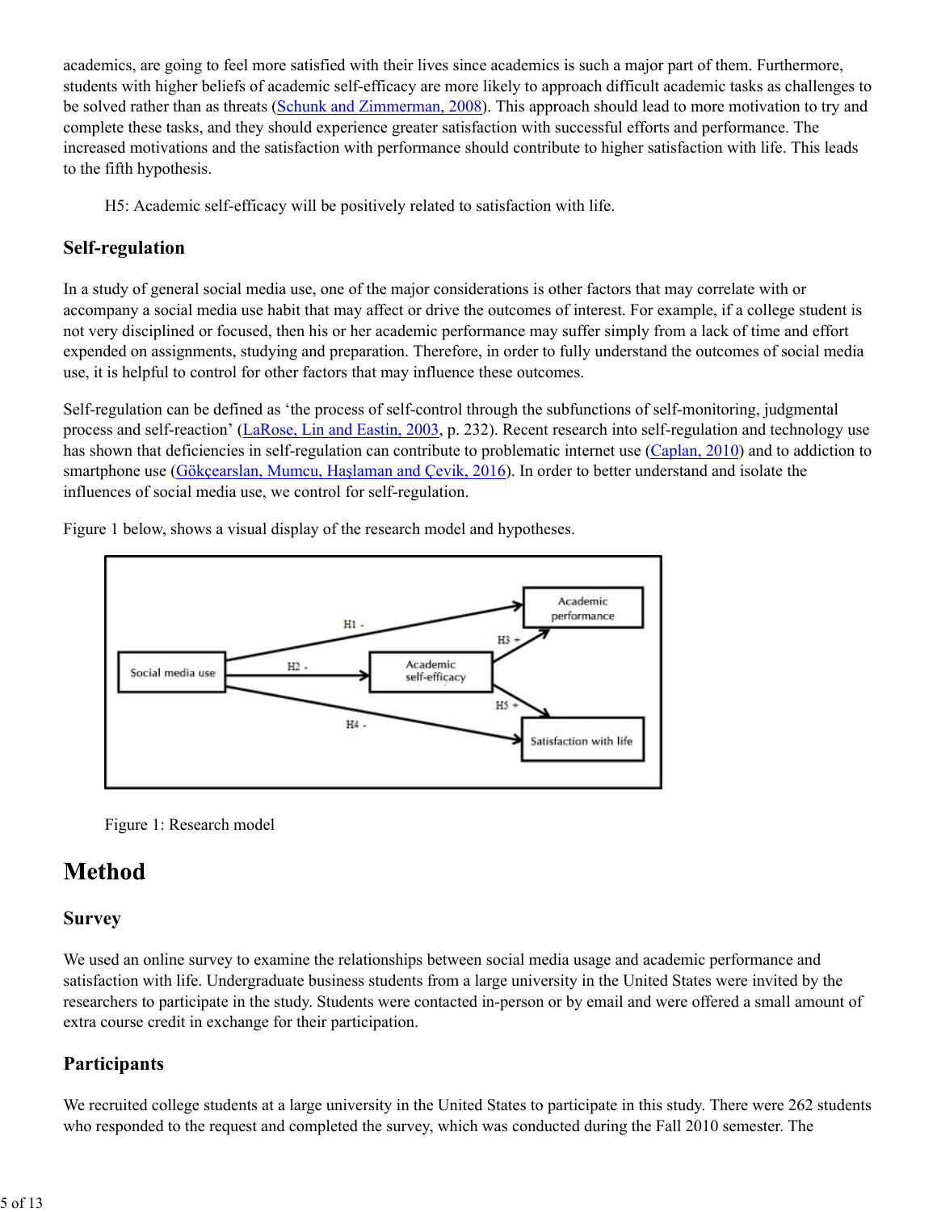academics, are going to feel more satisfied with their lives since academics is such a major part of them. Furthermore, students with higher beliefs of academic self-efficacy are more likely to approach difficult academic tasks as challenges to be solved rather than as threats (Schunk and Zimmerman, 2008). This approach should lead to more motivation to try and complete these tasks, and they should experience greater satisfaction with successful efforts and performance. The increased motivations and the satisfaction with performance should contribute to higher satisfaction with life. This leads to the fifth hypothesis.

H5: Academic self-efficacy will be positively related to satisfaction with life.

### Self-regulation

In a study of general social media use, one of the major considerations is other factors that may correlate with or accompany a social media use habit that may affect or drive the outcomes of interest. For example, if a college student is not very disciplined or focused, then his or her academic performance may suffer simply from a lack of time and effort expended on assignments, studying and preparation. Therefore, in order to fully understand the outcomes of social media use, it is helpful to control for other factors that may influence these outcomes.

Self-regulation can be defined as 'the process of self-control through the subfunctions of self-monitoring, judgmental process and self-reaction' (LaRose, Lin and Eastin, 2003, p. 232). Recent research into self-regulation and technology use has shown that deficiencies in self-regulation can contribute to problematic internet use (Caplan, 2010) and to addiction to smartphone use (Gökçearslan, Mumcu, Haşlaman and Çevik, 2016). In order to better understand and isolate the influences of social media use, we control for self-regulation.

Figure 1 below, shows a visual display of the research model and hypotheses.

Figure 1: Research model

## Method

### Survey

We used an online survey to examine the relationships between social media usage and academic performance and satisfaction with life. Undergraduate business students from a large university in the United States were invited by the researchers to participate in the study. Students were contacted in-person or by email and were offered a small amount of extra course credit in exchange for their participation.

### Participants

We recruited college students at a large university in the United States to participate in this study. There were 262 students who responded to the request and completed the survey, which was conducted during the Fall 2010 semester. The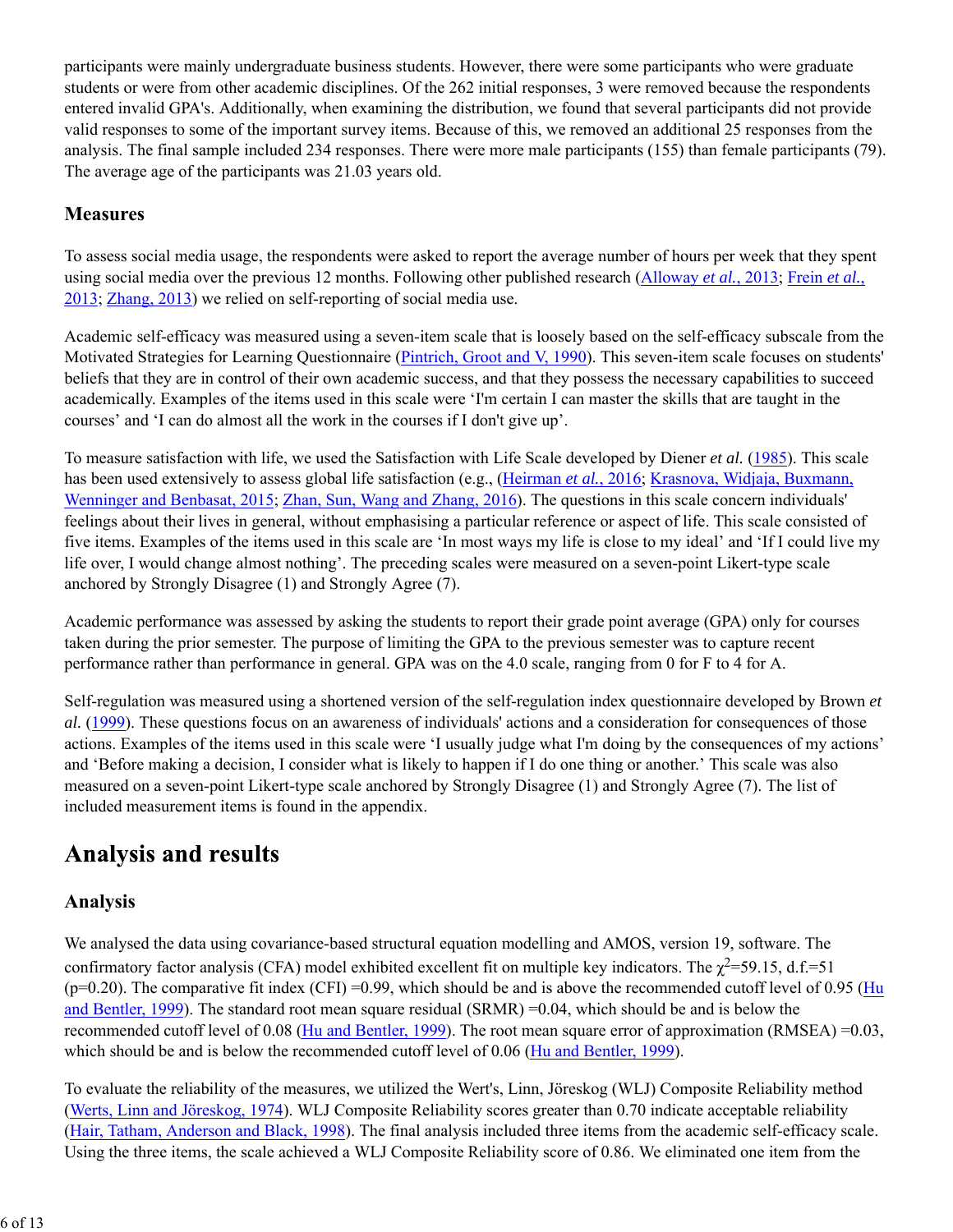participants were mainly undergraduate business students. However, there were some participants who were graduate students or were from other academic disciplines. Of the 262 initial responses, 3 were removed because the respondents entered invalid GPA's. Additionally, when examining the distribution, we found that several participants did not provide valid responses to some of the important survey items. Because of this, we removed an additional 25 responses from the analysis. The final sample included 234 responses. There were more male participants (155) than female participants (79). The average age of the participants was 21.03 years old.

### Measures

To assess social media usage, the respondents were asked to report the average number of hours per week that they spent using social media over the previous 12 months. Following other published research (Alloway *et al.*, 2013; Frein *et al.*, 2013; Zhang, 2013) we relied on self-reporting of social media use.

Academic self-efficacy was measured using a seven-item scale that is loosely based on the self-efficacy subscale from the Motivated Strategies for Learning Questionnaire (Pintrich, Groot and V, 1990). This seven-item scale focuses on students' beliefs that they are in control of their own academic success, and that they possess the necessary capabilities to succeed academically. Examples of the items used in this scale were 'I'm certain I can master the skills that are taught in the courses' and 'I can do almost all the work in the courses if I don't give up'.

To measure satisfaction with life, we used the Satisfaction with Life Scale developed by Diener *et al.* (1985). This scale has been used extensively to assess global life satisfaction (e.g., (Heirman *et al.*, 2016; Krasnova, Widjaja, Buxmann, Wenninger and Benbasat, 2015; Zhan, Sun, Wang and Zhang, 2016). The questions in this scale concern individuals' feelings about their lives in general, without emphasising a particular reference or aspect of life. This scale consisted of five items. Examples of the items used in this scale are 'In most ways my life is close to my ideal' and 'If I could live my life over, I would change almost nothing'. The preceding scales were measured on a seven-point Likert-type scale anchored by Strongly Disagree (1) and Strongly Agree (7).

Academic performance was assessed by asking the students to report their grade point average (GPA) only for courses taken during the prior semester. The purpose of limiting the GPA to the previous semester was to capture recent performance rather than performance in general. GPA was on the 4.0 scale, ranging from 0 for F to 4 for A.

Self-regulation was measured using a shortened version of the self-regulation index questionnaire developed by Brown *et al.* (1999). These questions focus on an awareness of individuals' actions and a consideration for consequences of those actions. Examples of the items used in this scale were 'I usually judge what I'm doing by the consequences of my actions' and 'Before making a decision, I consider what is likely to happen if I do one thing or another.' This scale was also measured on a seven-point Likert-type scale anchored by Strongly Disagree (1) and Strongly Agree (7). The list of included measurement items is found in the appendix.

## Analysis and results

### Analysis

We analysed the data using covariance-based structural equation modelling and AMOS, version 19, software. The confirmatory factor analysis (CFA) model exhibited excellent fit on multiple key indicators. The $\chi^2$=59.15, d.f.=51 (p=0.20). The comparative fit index (CFI) =0.99, which should be and is above the recommended cutoff level of 0.95 (Hu and Bentler, 1999). The standard root mean square residual (SRMR) =0.04, which should be and is below the recommended cutoff level of 0.08 (Hu and Bentler, 1999). The root mean square error of approximation (RMSEA) =0.03, which should be and is below the recommended cutoff level of 0.06 (Hu and Bentler, 1999).

To evaluate the reliability of the measures, we utilized the Wert's, Linn, Jöreskog (WLJ) Composite Reliability method (Werts, Linn and Jöreskog, 1974). WLJ Composite Reliability scores greater than 0.70 indicate acceptable reliability (Hair, Tatham, Anderson and Black, 1998). The final analysis included three items from the academic self-efficacy scale. Using the three items, the scale achieved a WLJ Composite Reliability score of 0.86. We eliminated one item from the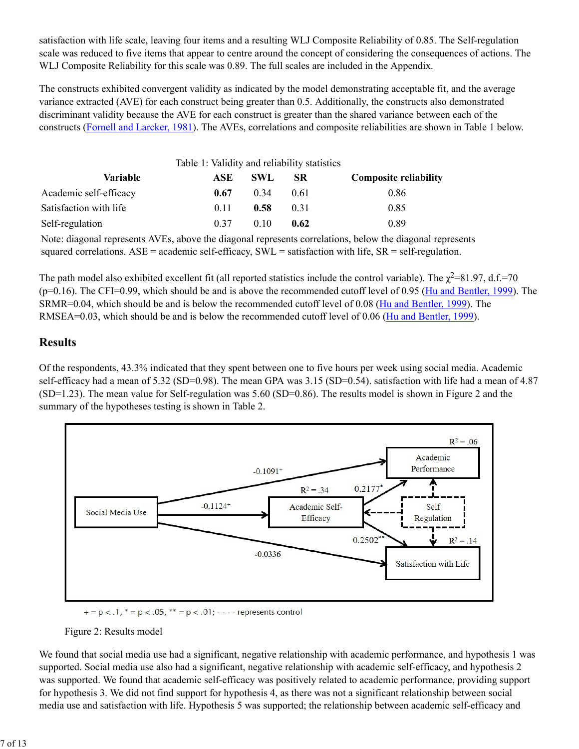satisfaction with life scale, leaving four items and a resulting WLJ Composite Reliability of 0.85. The Self-regulation scale was reduced to five items that appear to centre around the concept of considering the consequences of actions. The WLJ Composite Reliability for this scale was 0.89. The full scales are included in the Appendix.

The constructs exhibited convergent validity as indicated by the model demonstrating acceptable fit, and the average variance extracted (AVE) for each construct being greater than 0.5. Additionally, the constructs also demonstrated discriminant validity because the AVE for each construct is greater than the shared variance between each of the constructs (Fornell and Larcker, 1981). The AVEs, correlations and composite reliabilities are shown in Table 1 below.

Table 1: Validity and reliability statistics

| Variable | ASE | SWL | SR | Composite reliability |
|---|---|---|---|---|
| Academic self-efficacy | **0.67** | 0.34 | 0.61 | 0.86 |
| Satisfaction with life | 0.11 | **0.58** | 0.31 | 0.85 |
| Self-regulation | 0.37 | 0.10 | **0.62** | 0.89 |

Note: diagonal represents AVEs, above the diagonal represents correlations, below the diagonal represents squared correlations. ASE = academic self-efficacy, SWL = satisfaction with life, SR = self-regulation.

The path model also exhibited excellent fit (all reported statistics include the control variable). The $\chi^2$=81.97, d.f.=70 (p=0.16). The CFI=0.99, which should be and is above the recommended cutoff level of 0.95 (Hu and Bentler, 1999). The SRMR=0.04, which should be and is below the recommended cutoff level of 0.08 (Hu and Bentler, 1999). The RMSEA=0.03, which should be and is below the recommended cutoff level of 0.06 (Hu and Bentler, 1999).

## Results

Of the respondents, 43.3% indicated that they spent between one to five hours per week using social media. Academic self-efficacy had a mean of 5.32 (SD=0.98). The mean GPA was 3.15 (SD=0.54). satisfaction with life had a mean of 4.87 (SD=1.23). The mean value for Self-regulation was 5.60 (SD=0.86). The results model is shown in Figure 2 and the summary of the hypotheses testing is shown in Table 2.

Social Media Use → Academic Performance: -0.1091+ ($R^2$ = .06)
Social Media Use → Academic Self-Efficacy: -0.1124+ ($R^2$ = .34)
Social Media Use → Satisfaction with Life: -0.0336 ($R^2$ = .14)
Academic Self-Efficacy → Academic Performance: 0.2177*
Academic Self-Efficacy → Satisfaction with Life: 0.2502**
Self Regulation (control) → Academic Performance, Academic Self-Efficacy, Satisfaction with Life

+ = p < .1, * = p < .05, ** = p < .01; - - - - represents control

Figure 2: Results model

We found that social media use had a significant, negative relationship with academic performance, and hypothesis 1 was supported. Social media use also had a significant, negative relationship with academic self-efficacy, and hypothesis 2 was supported. We found that academic self-efficacy was positively related to academic performance, providing support for hypothesis 3. We did not find support for hypothesis 4, as there was not a significant relationship between social media use and satisfaction with life. Hypothesis 5 was supported; the relationship between academic self-efficacy and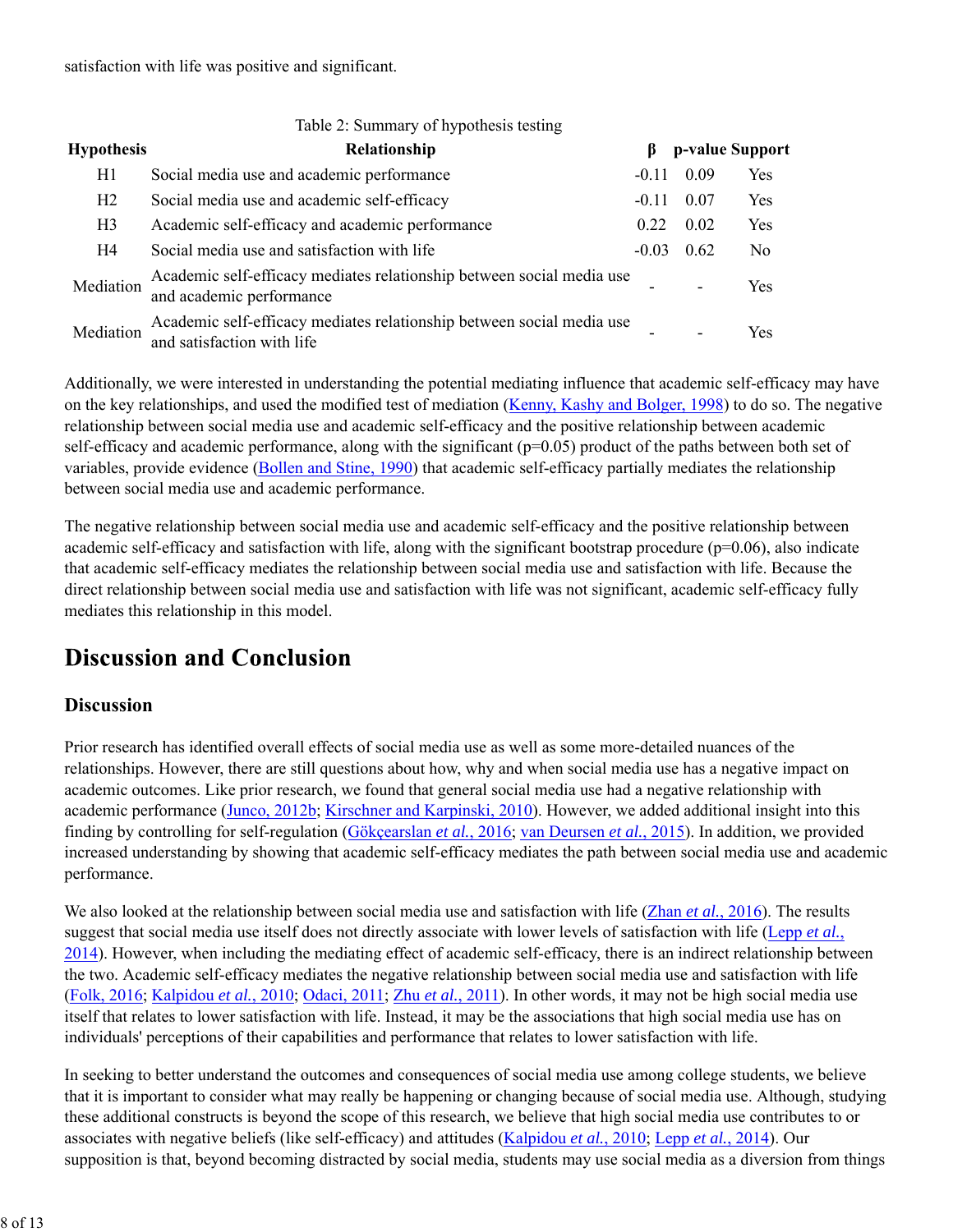satisfaction with life was positive and significant.

Table 2: Summary of hypothesis testing

| Hypothesis | Relationship | β | p-value | Support |
|---|---|---|---|---|
| H1 | Social media use and academic performance | -0.11 | 0.09 | Yes |
| H2 | Social media use and academic self-efficacy | -0.11 | 0.07 | Yes |
| H3 | Academic self-efficacy and academic performance | 0.22 | 0.02 | Yes |
| H4 | Social media use and satisfaction with life | -0.03 | 0.62 | No |
| Mediation | Academic self-efficacy mediates relationship between social media use and academic performance | - | - | Yes |
| Mediation | Academic self-efficacy mediates relationship between social media use and satisfaction with life | - | - | Yes |

Additionally, we were interested in understanding the potential mediating influence that academic self-efficacy may have on the key relationships, and used the modified test of mediation (Kenny, Kashy and Bolger, 1998) to do so. The negative relationship between social media use and academic self-efficacy and the positive relationship between academic self-efficacy and academic performance, along with the significant ($p=0.05$) product of the paths between both set of variables, provide evidence (Bollen and Stine, 1990) that academic self-efficacy partially mediates the relationship between social media use and academic performance.

The negative relationship between social media use and academic self-efficacy and the positive relationship between academic self-efficacy and satisfaction with life, along with the significant bootstrap procedure ($p=0.06$), also indicate that academic self-efficacy mediates the relationship between social media use and satisfaction with life. Because the direct relationship between social media use and satisfaction with life was not significant, academic self-efficacy fully mediates this relationship in this model.

# Discussion and Conclusion

## Discussion

Prior research has identified overall effects of social media use as well as some more-detailed nuances of the relationships. However, there are still questions about how, why and when social media use has a negative impact on academic outcomes. Like prior research, we found that general social media use had a negative relationship with academic performance (Junco, 2012b; Kirschner and Karpinski, 2010). However, we added additional insight into this finding by controlling for self-regulation (Gökçearslan *et al.*, 2016; van Deursen *et al.*, 2015). In addition, we provided increased understanding by showing that academic self-efficacy mediates the path between social media use and academic performance.

We also looked at the relationship between social media use and satisfaction with life (Zhan *et al.*, 2016). The results suggest that social media use itself does not directly associate with lower levels of satisfaction with life (Lepp *et al.*, 2014). However, when including the mediating effect of academic self-efficacy, there is an indirect relationship between the two. Academic self-efficacy mediates the negative relationship between social media use and satisfaction with life (Folk, 2016; Kalpidou *et al.*, 2010; Odaci, 2011; Zhu *et al.*, 2011). In other words, it may not be high social media use itself that relates to lower satisfaction with life. Instead, it may be the associations that high social media use has on individuals' perceptions of their capabilities and performance that relates to lower satisfaction with life.

In seeking to better understand the outcomes and consequences of social media use among college students, we believe that it is important to consider what may really be happening or changing because of social media use. Although, studying these additional constructs is beyond the scope of this research, we believe that high social media use contributes to or associates with negative beliefs (like self-efficacy) and attitudes (Kalpidou *et al.*, 2010; Lepp *et al.*, 2014). Our supposition is that, beyond becoming distracted by social media, students may use social media as a diversion from things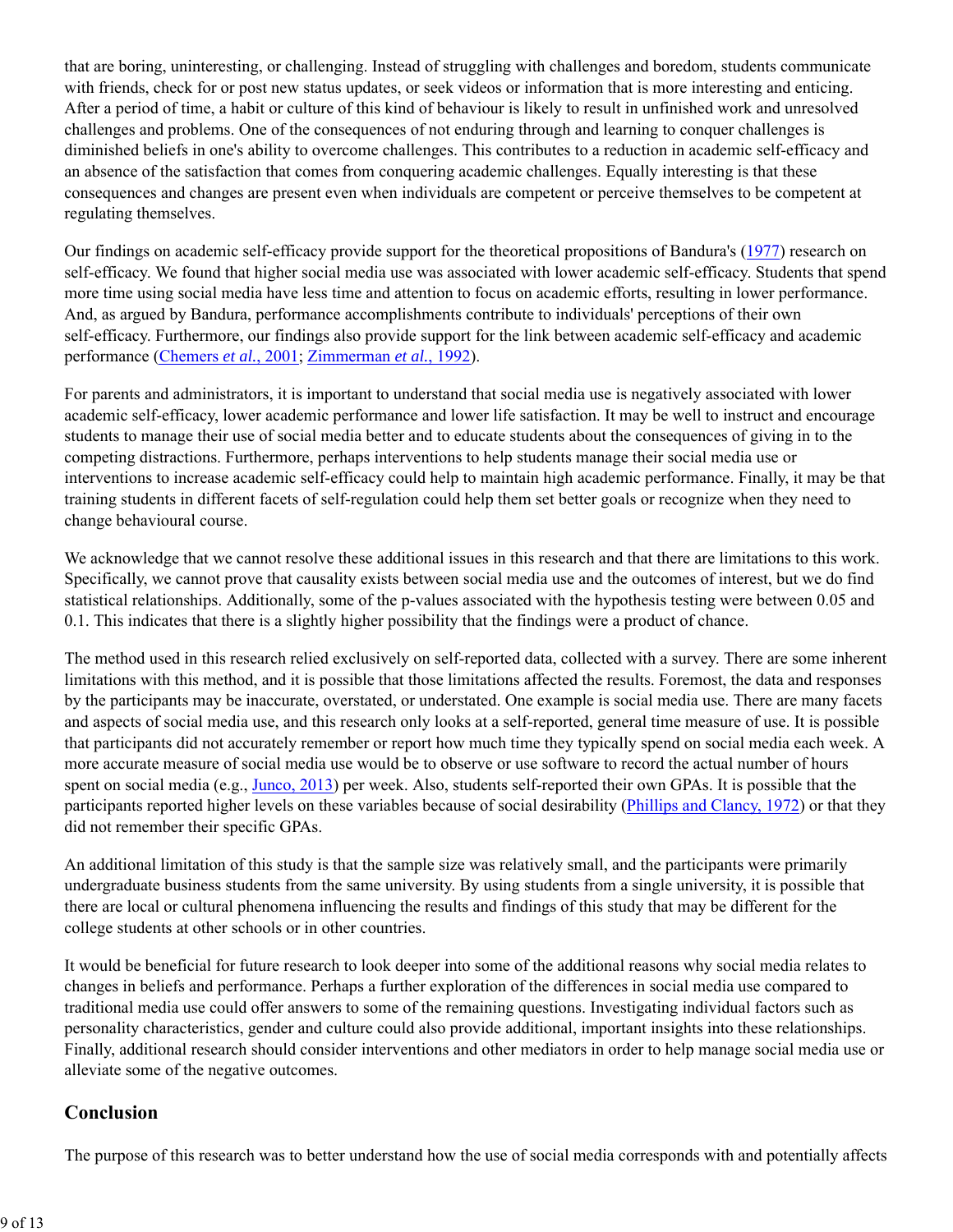that are boring, uninteresting, or challenging. Instead of struggling with challenges and boredom, students communicate with friends, check for or post new status updates, or seek videos or information that is more interesting and enticing. After a period of time, a habit or culture of this kind of behaviour is likely to result in unfinished work and unresolved challenges and problems. One of the consequences of not enduring through and learning to conquer challenges is diminished beliefs in one's ability to overcome challenges. This contributes to a reduction in academic self-efficacy and an absence of the satisfaction that comes from conquering academic challenges. Equally interesting is that these consequences and changes are present even when individuals are competent or perceive themselves to be competent at regulating themselves.

Our findings on academic self-efficacy provide support for the theoretical propositions of Bandura's (1977) research on self-efficacy. We found that higher social media use was associated with lower academic self-efficacy. Students that spend more time using social media have less time and attention to focus on academic efforts, resulting in lower performance. And, as argued by Bandura, performance accomplishments contribute to individuals' perceptions of their own self-efficacy. Furthermore, our findings also provide support for the link between academic self-efficacy and academic performance (Chemers *et al.*, 2001; Zimmerman *et al.*, 1992).

For parents and administrators, it is important to understand that social media use is negatively associated with lower academic self-efficacy, lower academic performance and lower life satisfaction. It may be well to instruct and encourage students to manage their use of social media better and to educate students about the consequences of giving in to the competing distractions. Furthermore, perhaps interventions to help students manage their social media use or interventions to increase academic self-efficacy could help to maintain high academic performance. Finally, it may be that training students in different facets of self-regulation could help them set better goals or recognize when they need to change behavioural course.

We acknowledge that we cannot resolve these additional issues in this research and that there are limitations to this work. Specifically, we cannot prove that causality exists between social media use and the outcomes of interest, but we do find statistical relationships. Additionally, some of the p-values associated with the hypothesis testing were between 0.05 and 0.1. This indicates that there is a slightly higher possibility that the findings were a product of chance.

The method used in this research relied exclusively on self-reported data, collected with a survey. There are some inherent limitations with this method, and it is possible that those limitations affected the results. Foremost, the data and responses by the participants may be inaccurate, overstated, or understated. One example is social media use. There are many facets and aspects of social media use, and this research only looks at a self-reported, general time measure of use. It is possible that participants did not accurately remember or report how much time they typically spend on social media each week. A more accurate measure of social media use would be to observe or use software to record the actual number of hours spent on social media (e.g., Junco, 2013) per week. Also, students self-reported their own GPAs. It is possible that the participants reported higher levels on these variables because of social desirability (Phillips and Clancy, 1972) or that they did not remember their specific GPAs.

An additional limitation of this study is that the sample size was relatively small, and the participants were primarily undergraduate business students from the same university. By using students from a single university, it is possible that there are local or cultural phenomena influencing the results and findings of this study that may be different for the college students at other schools or in other countries.

It would be beneficial for future research to look deeper into some of the additional reasons why social media relates to changes in beliefs and performance. Perhaps a further exploration of the differences in social media use compared to traditional media use could offer answers to some of the remaining questions. Investigating individual factors such as personality characteristics, gender and culture could also provide additional, important insights into these relationships. Finally, additional research should consider interventions and other mediators in order to help manage social media use or alleviate some of the negative outcomes.

## Conclusion

The purpose of this research was to better understand how the use of social media corresponds with and potentially affects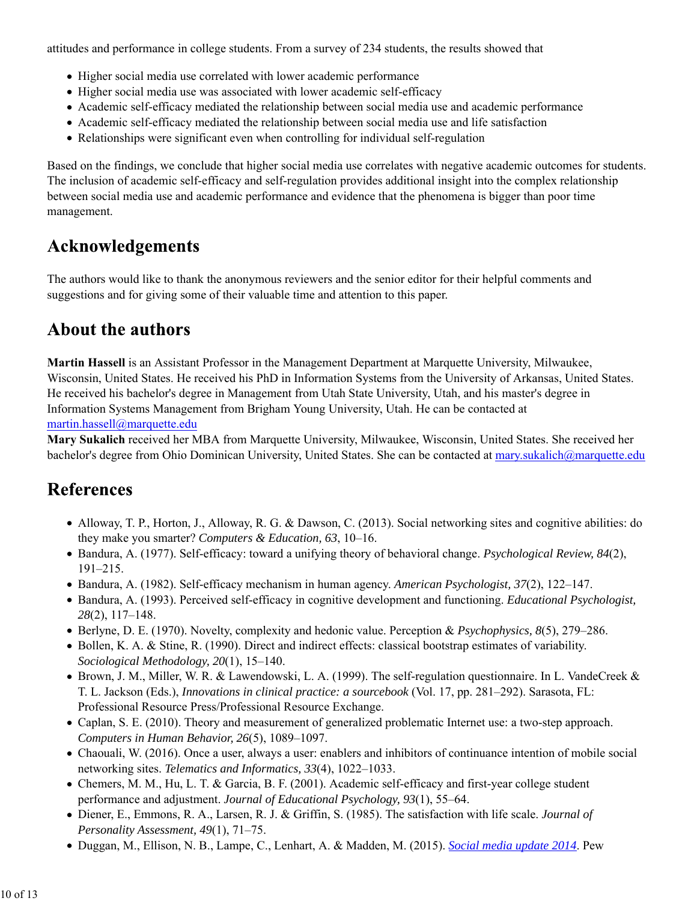attitudes and performance in college students. From a survey of 234 students, the results showed that

- Higher social media use correlated with lower academic performance
- Higher social media use was associated with lower academic self-efficacy
- Academic self-efficacy mediated the relationship between social media use and academic performance
- Academic self-efficacy mediated the relationship between social media use and life satisfaction
- Relationships were significant even when controlling for individual self-regulation

Based on the findings, we conclude that higher social media use correlates with negative academic outcomes for students. The inclusion of academic self-efficacy and self-regulation provides additional insight into the complex relationship between social media use and academic performance and evidence that the phenomena is bigger than poor time management.

## Acknowledgements

The authors would like to thank the anonymous reviewers and the senior editor for their helpful comments and suggestions and for giving some of their valuable time and attention to this paper.

## About the authors

**Martin Hassell** is an Assistant Professor in the Management Department at Marquette University, Milwaukee, Wisconsin, United States. He received his PhD in Information Systems from the University of Arkansas, United States. He received his bachelor's degree in Management from Utah State University, Utah, and his master's degree in Information Systems Management from Brigham Young University, Utah. He can be contacted at martin.hassell@marquette.edu
**Mary Sukalich** received her MBA from Marquette University, Milwaukee, Wisconsin, United States. She received her bachelor's degree from Ohio Dominican University, United States. She can be contacted at mary.sukalich@marquette.edu

## References

- Alloway, T. P., Horton, J., Alloway, R. G. & Dawson, C. (2013). Social networking sites and cognitive abilities: do they make you smarter? *Computers & Education, 63*, 10–16.
- Bandura, A. (1977). Self-efficacy: toward a unifying theory of behavioral change. *Psychological Review, 84*(2), 191–215.
- Bandura, A. (1982). Self-efficacy mechanism in human agency. *American Psychologist, 37*(2), 122–147.
- Bandura, A. (1993). Perceived self-efficacy in cognitive development and functioning. *Educational Psychologist, 28*(2), 117–148.
- Berlyne, D. E. (1970). Novelty, complexity and hedonic value. Perception & *Psychophysics, 8*(5), 279–286.
- Bollen, K. A. & Stine, R. (1990). Direct and indirect effects: classical bootstrap estimates of variability. *Sociological Methodology, 20*(1), 15–140.
- Brown, J. M., Miller, W. R. & Lawendowski, L. A. (1999). The self-regulation questionnaire. In L. VandeCreek & T. L. Jackson (Eds.), *Innovations in clinical practice: a sourcebook* (Vol. 17, pp. 281–292). Sarasota, FL: Professional Resource Press/Professional Resource Exchange.
- Caplan, S. E. (2010). Theory and measurement of generalized problematic Internet use: a two-step approach. *Computers in Human Behavior, 26*(5), 1089–1097.
- Chaouali, W. (2016). Once a user, always a user: enablers and inhibitors of continuance intention of mobile social networking sites. *Telematics and Informatics, 33*(4), 1022–1033.
- Chemers, M. M., Hu, L. T. & Garcia, B. F. (2001). Academic self-efficacy and first-year college student performance and adjustment. *Journal of Educational Psychology, 93*(1), 55–64.
- Diener, E., Emmons, R. A., Larsen, R. J. & Griffin, S. (1985). The satisfaction with life scale. *Journal of Personality Assessment, 49*(1), 71–75.
- Duggan, M., Ellison, N. B., Lampe, C., Lenhart, A. & Madden, M. (2015). *Social media update 2014*. Pew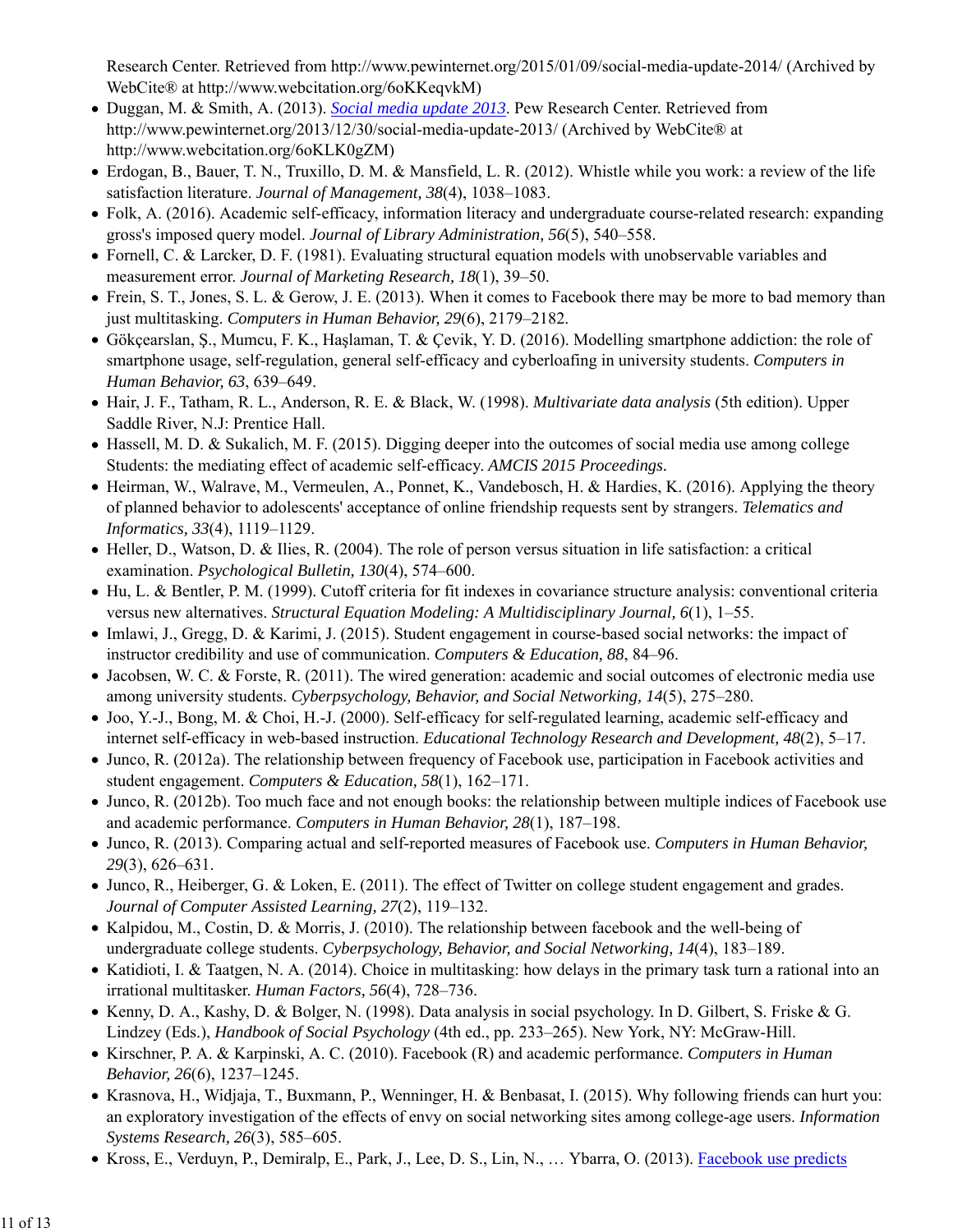Research Center. Retrieved from http://www.pewinternet.org/2015/01/09/social-media-update-2014/ (Archived by WebCite® at http://www.webcitation.org/6oKKeqvkM)

- Duggan, M. & Smith, A. (2013). *Social media update 2013*. Pew Research Center. Retrieved from http://www.pewinternet.org/2013/12/30/social-media-update-2013/ (Archived by WebCite® at http://www.webcitation.org/6oKLK0gZM)
- Erdogan, B., Bauer, T. N., Truxillo, D. M. & Mansfield, L. R. (2012). Whistle while you work: a review of the life satisfaction literature. *Journal of Management, 38*(4), 1038–1083.
- Folk, A. (2016). Academic self-efficacy, information literacy and undergraduate course-related research: expanding gross's imposed query model. *Journal of Library Administration, 56*(5), 540–558.
- Fornell, C. & Larcker, D. F. (1981). Evaluating structural equation models with unobservable variables and measurement error. *Journal of Marketing Research, 18*(1), 39–50.
- Frein, S. T., Jones, S. L. & Gerow, J. E. (2013). When it comes to Facebook there may be more to bad memory than just multitasking. *Computers in Human Behavior, 29*(6), 2179–2182.
- Gökçearslan, Ş., Mumcu, F. K., Haşlaman, T. & Çevik, Y. D. (2016). Modelling smartphone addiction: the role of smartphone usage, self-regulation, general self-efficacy and cyberloafing in university students. *Computers in Human Behavior, 63*, 639–649.
- Hair, J. F., Tatham, R. L., Anderson, R. E. & Black, W. (1998). *Multivariate data analysis* (5th edition). Upper Saddle River, N.J: Prentice Hall.
- Hassell, M. D. & Sukalich, M. F. (2015). Digging deeper into the outcomes of social media use among college Students: the mediating effect of academic self-efficacy. *AMCIS 2015 Proceedings*.
- Heirman, W., Walrave, M., Vermeulen, A., Ponnet, K., Vandebosch, H. & Hardies, K. (2016). Applying the theory of planned behavior to adolescents' acceptance of online friendship requests sent by strangers. *Telematics and Informatics, 33*(4), 1119–1129.
- Heller, D., Watson, D. & Ilies, R. (2004). The role of person versus situation in life satisfaction: a critical examination. *Psychological Bulletin, 130*(4), 574–600.
- Hu, L. & Bentler, P. M. (1999). Cutoff criteria for fit indexes in covariance structure analysis: conventional criteria versus new alternatives. *Structural Equation Modeling: A Multidisciplinary Journal, 6*(1), 1–55.
- Imlawi, J., Gregg, D. & Karimi, J. (2015). Student engagement in course-based social networks: the impact of instructor credibility and use of communication. *Computers & Education, 88*, 84–96.
- Jacobsen, W. C. & Forste, R. (2011). The wired generation: academic and social outcomes of electronic media use among university students. *Cyberpsychology, Behavior, and Social Networking, 14*(5), 275–280.
- Joo, Y.-J., Bong, M. & Choi, H.-J. (2000). Self-efficacy for self-regulated learning, academic self-efficacy and internet self-efficacy in web-based instruction. *Educational Technology Research and Development, 48*(2), 5–17.
- Junco, R. (2012a). The relationship between frequency of Facebook use, participation in Facebook activities and student engagement. *Computers & Education, 58*(1), 162–171.
- Junco, R. (2012b). Too much face and not enough books: the relationship between multiple indices of Facebook use and academic performance. *Computers in Human Behavior, 28*(1), 187–198.
- Junco, R. (2013). Comparing actual and self-reported measures of Facebook use. *Computers in Human Behavior, 29*(3), 626–631.
- Junco, R., Heiberger, G. & Loken, E. (2011). The effect of Twitter on college student engagement and grades. *Journal of Computer Assisted Learning, 27*(2), 119–132.
- Kalpidou, M., Costin, D. & Morris, J. (2010). The relationship between facebook and the well-being of undergraduate college students. *Cyberpsychology, Behavior, and Social Networking, 14*(4), 183–189.
- Katidioti, I. & Taatgen, N. A. (2014). Choice in multitasking: how delays in the primary task turn a rational into an irrational multitasker. *Human Factors, 56*(4), 728–736.
- Kenny, D. A., Kashy, D. & Bolger, N. (1998). Data analysis in social psychology. In D. Gilbert, S. Friske & G. Lindzey (Eds.), *Handbook of Social Psychology* (4th ed., pp. 233–265). New York, NY: McGraw-Hill.
- Kirschner, P. A. & Karpinski, A. C. (2010). Facebook (R) and academic performance. *Computers in Human Behavior, 26*(6), 1237–1245.
- Krasnova, H., Widjaja, T., Buxmann, P., Wenninger, H. & Benbasat, I. (2015). Why following friends can hurt you: an exploratory investigation of the effects of envy on social networking sites among college-age users. *Information Systems Research, 26*(3), 585–605.
- Kross, E., Verduyn, P., Demiralp, E., Park, J., Lee, D. S., Lin, N., … Ybarra, O. (2013). Facebook use predicts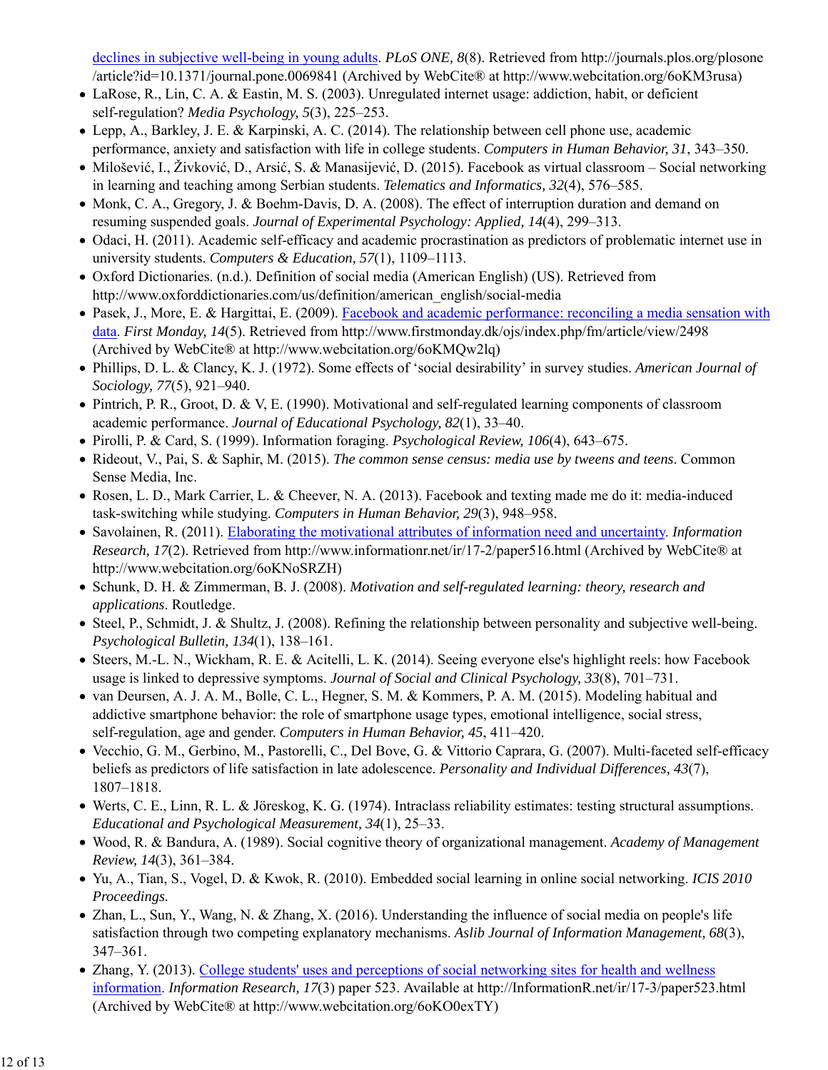[declines in subjective well-being in young adults](#). *PLoS ONE, 8*(8). Retrieved from http://journals.plos.org/plosone/article?id=10.1371/journal.pone.0069841 (Archived by WebCite® at http://www.webcitation.org/6oKM3rusa)

- LaRose, R., Lin, C. A. & Eastin, M. S. (2003). Unregulated internet usage: addiction, habit, or deficient self-regulation? *Media Psychology, 5*(3), 225–253.
- Lepp, A., Barkley, J. E. & Karpinski, A. C. (2014). The relationship between cell phone use, academic performance, anxiety and satisfaction with life in college students. *Computers in Human Behavior, 31*, 343–350.
- Milošević, I., Živković, D., Arsić, S. & Manasijević, D. (2015). Facebook as virtual classroom – Social networking in learning and teaching among Serbian students. *Telematics and Informatics, 32*(4), 576–585.
- Monk, C. A., Gregory, J. & Boehm-Davis, D. A. (2008). The effect of interruption duration and demand on resuming suspended goals. *Journal of Experimental Psychology: Applied, 14*(4), 299–313.
- Odaci, H. (2011). Academic self-efficacy and academic procrastination as predictors of problematic internet use in university students. *Computers & Education, 57*(1), 1109–1113.
- Oxford Dictionaries. (n.d.). Definition of social media (American English) (US). Retrieved from http://www.oxforddictionaries.com/us/definition/american_english/social-media
- Pasek, J., More, E. & Hargittai, E. (2009). [Facebook and academic performance: reconciling a media sensation with data](#). *First Monday, 14*(5). Retrieved from http://www.firstmonday.dk/ojs/index.php/fm/article/view/2498 (Archived by WebCite® at http://www.webcitation.org/6oKMQw2lq)
- Phillips, D. L. & Clancy, K. J. (1972). Some effects of 'social desirability' in survey studies. *American Journal of Sociology, 77*(5), 921–940.
- Pintrich, P. R., Groot, D. & V, E. (1990). Motivational and self-regulated learning components of classroom academic performance. *Journal of Educational Psychology, 82*(1), 33–40.
- Pirolli, P. & Card, S. (1999). Information foraging. *Psychological Review, 106*(4), 643–675.
- Rideout, V., Pai, S. & Saphir, M. (2015). *The common sense census: media use by tweens and teens*. Common Sense Media, Inc.
- Rosen, L. D., Mark Carrier, L. & Cheever, N. A. (2013). Facebook and texting made me do it: media-induced task-switching while studying. *Computers in Human Behavior, 29*(3), 948–958.
- Savolainen, R. (2011). [Elaborating the motivational attributes of information need and uncertainty](#). *Information Research, 17*(2). Retrieved from http://www.informationr.net/ir/17-2/paper516.html (Archived by WebCite® at http://www.webcitation.org/6oKNoSRZH)
- Schunk, D. H. & Zimmerman, B. J. (2008). *Motivation and self-regulated learning: theory, research and applications*. Routledge.
- Steel, P., Schmidt, J. & Shultz, J. (2008). Refining the relationship between personality and subjective well-being. *Psychological Bulletin, 134*(1), 138–161.
- Steers, M.-L. N., Wickham, R. E. & Acitelli, L. K. (2014). Seeing everyone else's highlight reels: how Facebook usage is linked to depressive symptoms. *Journal of Social and Clinical Psychology, 33*(8), 701–731.
- van Deursen, A. J. A. M., Bolle, C. L., Hegner, S. M. & Kommers, P. A. M. (2015). Modeling habitual and addictive smartphone behavior: the role of smartphone usage types, emotional intelligence, social stress, self-regulation, age and gender. *Computers in Human Behavior, 45*, 411–420.
- Vecchio, G. M., Gerbino, M., Pastorelli, C., Del Bove, G. & Vittorio Caprara, G. (2007). Multi-faceted self-efficacy beliefs as predictors of life satisfaction in late adolescence. *Personality and Individual Differences, 43*(7), 1807–1818.
- Werts, C. E., Linn, R. L. & Jöreskog, K. G. (1974). Intraclass reliability estimates: testing structural assumptions. *Educational and Psychological Measurement, 34*(1), 25–33.
- Wood, R. & Bandura, A. (1989). Social cognitive theory of organizational management. *Academy of Management Review, 14*(3), 361–384.
- Yu, A., Tian, S., Vogel, D. & Kwok, R. (2010). Embedded social learning in online social networking. *ICIS 2010 Proceedings.*
- Zhan, L., Sun, Y., Wang, N. & Zhang, X. (2016). Understanding the influence of social media on people's life satisfaction through two competing explanatory mechanisms. *Aslib Journal of Information Management, 68*(3), 347–361.
- Zhang, Y. (2013). [College students' uses and perceptions of social networking sites for health and wellness information](#). *Information Research, 17*(3) paper 523. Available at http://InformationR.net/ir/17-3/paper523.html (Archived by WebCite® at http://www.webcitation.org/6oKO0exTY)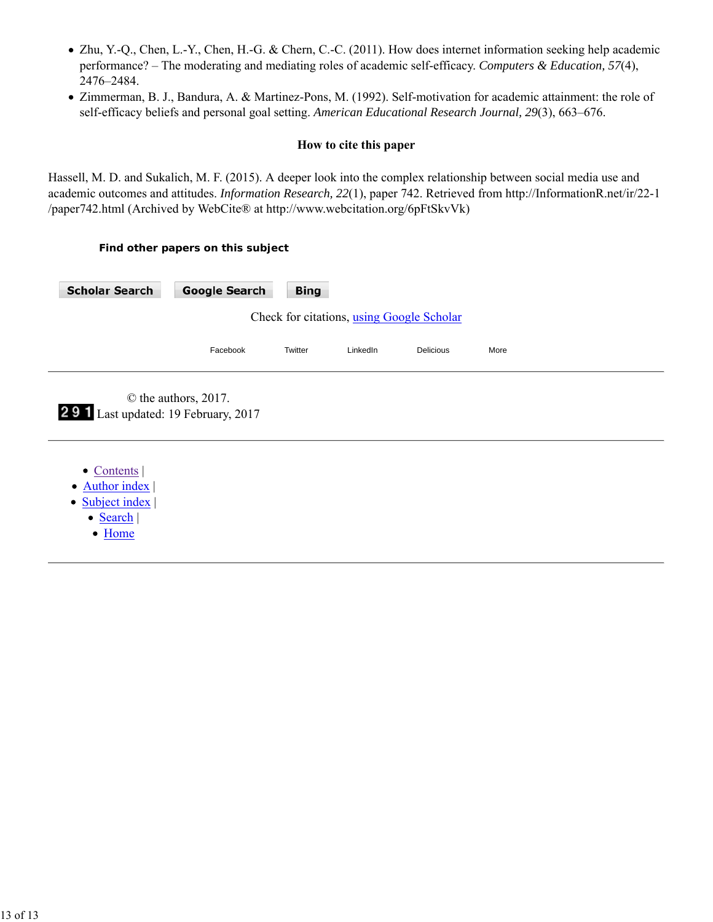- Zhu, Y.-Q., Chen, L.-Y., Chen, H.-G. & Chern, C.-C. (2011). How does internet information seeking help academic performance? – The moderating and mediating roles of academic self-efficacy. *Computers & Education, 57*(4), 2476–2484.
- Zimmerman, B. J., Bandura, A. & Martinez-Pons, M. (1992). Self-motivation for academic attainment: the role of self-efficacy beliefs and personal goal setting. *American Educational Research Journal, 29*(3), 663–676.

**How to cite this paper**

Hassell, M. D. and Sukalich, M. F. (2015). A deeper look into the complex relationship between social media use and academic outcomes and attitudes. *Information Research, 22*(1), paper 742. Retrieved from http://InformationR.net/ir/22-1/paper742.html (Archived by WebCite® at http://www.webcitation.org/6pFtSkvVk)

**Find other papers on this subject**

Scholar Search | Google Search | Bing

Check for citations, using Google Scholar

Facebook | Twitter | LinkedIn | Delicious | More

---

© the authors, 2017.
291 Last updated: 19 February, 2017

---

- Contents |
- Author index |
- Subject index |
- Search |
- Home